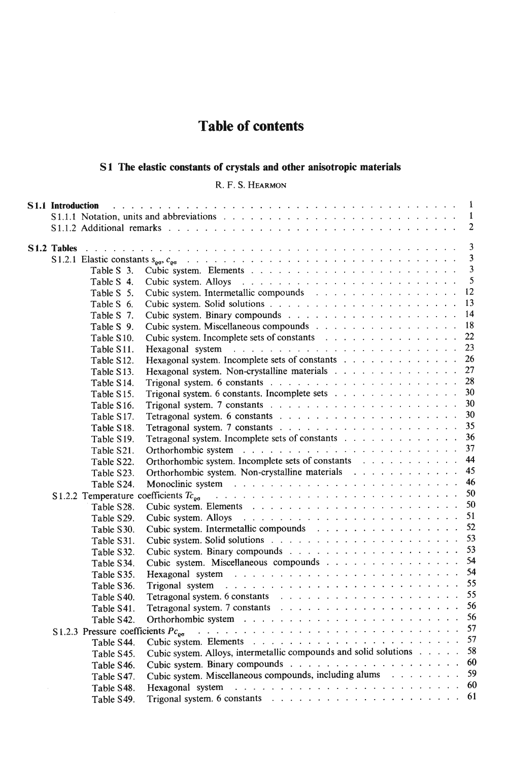# Table of contents

## S 1 The elastic constants of crystals and other anisotropic materials

R. F. S. Hearmon

| | | |
|---|---|---|
| **S 1.1 Introduction** | | 1 |
| S 1.1.1 Notation, units and abbreviations | | 1 |
| S 1.1.2 Additional remarks | | 2 |
| **S 1.2 Tables** | | 3 |
| S 1.2.1 Elastic constants $s_{\varrho\sigma}$, $c_{\varrho\sigma}$ | | 3 |
| Table S 3. | Cubic system. Elements | 3 |
| Table S 4. | Cubic system. Alloys | 5 |
| Table S 5. | Cubic system. Intermetallic compounds | 12 |
| Table S 6. | Cubic system. Solid solutions | 13 |
| Table S 7. | Cubic system. Binary compounds | 14 |
| Table S 9. | Cubic system. Miscellaneous compounds | 18 |
| Table S 10. | Cubic system. Incomplete sets of constants | 22 |
| Table S 11. | Hexagonal system | 23 |
| Table S 12. | Hexagonal system. Incomplete sets of constants | 26 |
| Table S 13. | Hexagonal system. Non-crystalline materials | 27 |
| Table S 14. | Trigonal system. 6 constants | 28 |
| Table S 15. | Trigonal system. 6 constants. Incomplete sets | 30 |
| Table S 16. | Trigonal system. 7 constants | 30 |
| Table S 17. | Tetragonal system. 6 constants | 30 |
| Table S 18. | Tetragonal system. 7 constants | 35 |
| Table S 19. | Tetragonal system. Incomplete sets of constants | 36 |
| Table S 21. | Orthorhombic system | 37 |
| Table S 22. | Orthorhombic system. Incomplete sets of constants | 44 |
| Table S 23. | Orthorhombic system. Non-crystalline materials | 45 |
| Table S 24. | Monoclinic system | 46 |
| S 1.2.2 Temperature coefficients $Tc_{\varrho\sigma}$ | | 50 |
| Table S 28. | Cubic system. Elements | 50 |
| Table S 29. | Cubic system. Alloys | 51 |
| Table S 30. | Cubic system. Intermetallic compounds | 52 |
| Table S 31. | Cubic system. Solid solutions | 53 |
| Table S 32. | Cubic system. Binary compounds | 53 |
| Table S 34. | Cubic system. Miscellaneous compounds | 54 |
| Table S 35. | Hexagonal system | 54 |
| Table S 36. | Trigonal system | 55 |
| Table S 40. | Tetragonal system. 6 constants | 55 |
| Table S 41. | Tetragonal system. 7 constants | 56 |
| Table S 42. | Orthorhombic system | 56 |
| S 1.2.3 Pressure coefficients $Pc_{\varrho\sigma}$ | | 57 |
| Table S 44. | Cubic system. Elements | 57 |
| Table S 45. | Cubic system. Alloys, intermetallic compounds and solid solutions | 58 |
| Table S 46. | Cubic system. Binary compounds | 60 |
| Table S 47. | Cubic system. Miscellaneous compounds, including alums | 59 |
| Table S 48. | Hexagonal system | 60 |
| Table S 49. | Trigonal system. 6 constants | 61 |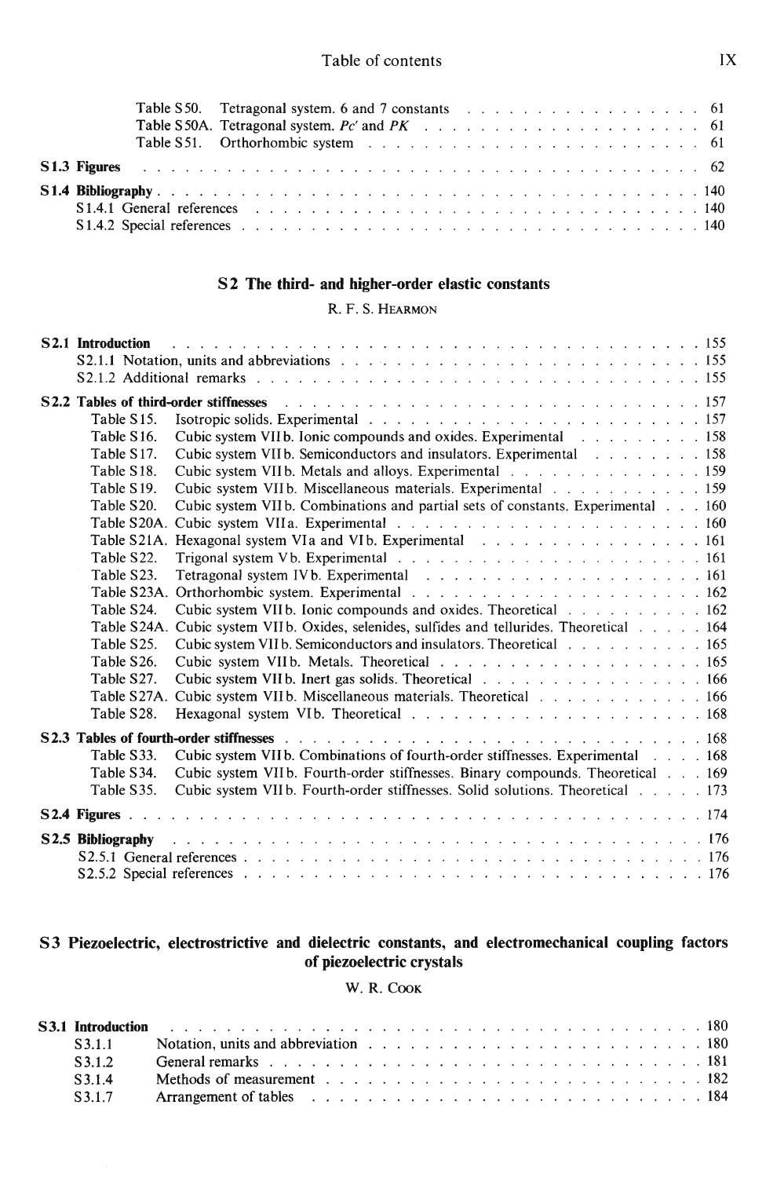| | | |
|---|---|---|
| Table S50. | Tetragonal system. 6 and 7 constants | 61 |
| Table S50A. | Tetragonal system. *Pc'* and *PK* | 61 |
| Table S51. | Orthorhombic system | 61 |

**S1.3 Figures** . . . 62

**S1.4 Bibliography** . . . 140

S1.4.1 General references . . . 140

S1.4.2 Special references . . . 140

## S2 The third- and higher-order elastic constants

R. F. S. HEARMON

**S2.1 Introduction** . . . 155

S2.1.1 Notation, units and abbreviations . . . 155

S2.1.2 Additional remarks . . . 155

**S2.2 Tables of third-order stiffnesses** . . . 157

| | | |
|---|---|---|
| Table S15. | Isotropic solids. Experimental | 157 |
| Table S16. | Cubic system VII b. Ionic compounds and oxides. Experimental | 158 |
| Table S17. | Cubic system VII b. Semiconductors and insulators. Experimental | 158 |
| Table S18. | Cubic system VII b. Metals and alloys. Experimental | 159 |
| Table S19. | Cubic system VII b. Miscellaneous materials. Experimental | 159 |
| Table S20. | Cubic system VII b. Combinations and partial sets of constants. Experimental | 160 |
| Table S20A. | Cubic system VII a. Experimental | 160 |
| Table S21A. | Hexagonal system VI a and VI b. Experimental | 161 |
| Table S22. | Trigonal system V b. Experimental | 161 |
| Table S23. | Tetragonal system IV b. Experimental | 161 |
| Table S23A. | Orthorhombic system. Experimental | 162 |
| Table S24. | Cubic system VII b. Ionic compounds and oxides. Theoretical | 162 |
| Table S24A. | Cubic system VII b. Oxides, selenides, sulfides and tellurides. Theoretical | 164 |
| Table S25. | Cubic system VII b. Semiconductors and insulators. Theoretical | 165 |
| Table S26. | Cubic system VII b. Metals. Theoretical | 165 |
| Table S27. | Cubic system VII b. Inert gas solids. Theoretical | 166 |
| Table S27A. | Cubic system VII b. Miscellaneous materials. Theoretical | 166 |
| Table S28. | Hexagonal system VI b. Theoretical | 168 |

**S2.3 Tables of fourth-order stiffnesses** . . . 168

| | | |
|---|---|---|
| Table S33. | Cubic system VII b. Combinations of fourth-order stiffnesses. Experimental | 168 |
| Table S34. | Cubic system VII b. Fourth-order stiffnesses. Binary compounds. Theoretical | 169 |
| Table S35. | Cubic system VII b. Fourth-order stiffnesses. Solid solutions. Theoretical | 173 |

**S2.4 Figures** . . . 174

**S2.5 Bibliography** . . . 176

S2.5.1 General references . . . 176

S2.5.2 Special references . . . 176

## S3 Piezoelectric, electrostrictive and dielectric constants, and electromechanical coupling factors of piezoelectric crystals

W. R. COOK

**S3.1 Introduction** . . . 180

| | | |
|---|---|---|
| S3.1.1 | Notation, units and abbreviation | 180 |
| S3.1.2 | General remarks | 181 |
| S3.1.4 | Methods of measurement | 182 |
| S3.1.7 | Arrangement of tables | 184 |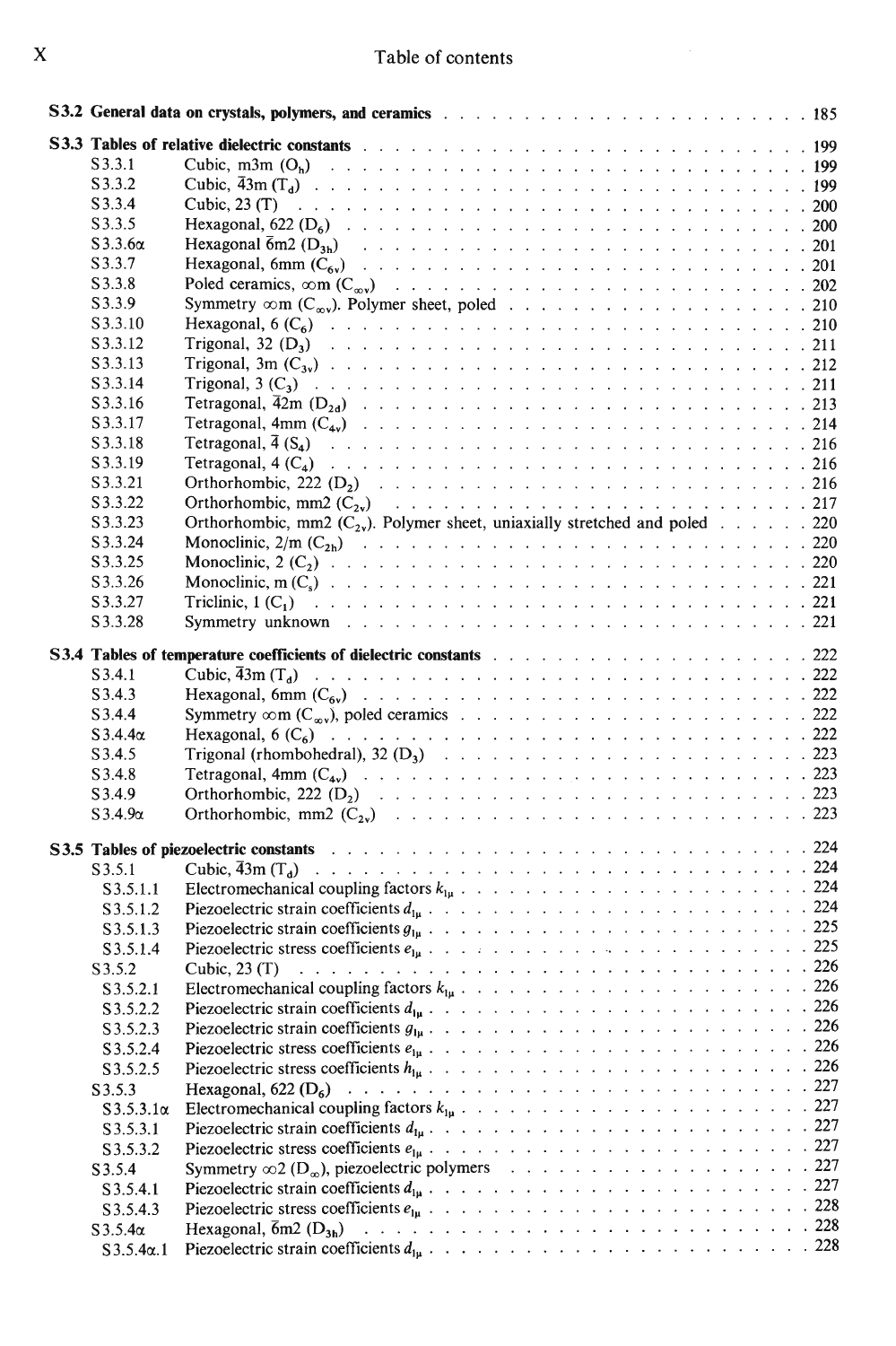# Table of contents

| | | |
|---|---|---|
| **S3.2** | **General data on crystals, polymers, and ceramics** | **185** |
| **S3.3** | **Tables of relative dielectric constants** | **199** |
| S3.3.1 | Cubic, m3m ($O_h$) | 199 |
| S3.3.2 | Cubic, $\bar{4}3m$ ($T_d$) | 199 |
| S3.3.4 | Cubic, 23 (T) | 200 |
| S3.3.5 | Hexagonal, 622 ($D_6$) | 200 |
| S3.3.6α | Hexagonal $\bar{6}m2$ ($D_{3h}$) | 201 |
| S3.3.7 | Hexagonal, 6mm ($C_{6v}$) | 201 |
| S3.3.8 | Poled ceramics, ∞m ($C_{\infty v}$) | 202 |
| S3.3.9 | Symmetry ∞m ($C_{\infty v}$). Polymer sheet, poled | 210 |
| S3.3.10 | Hexagonal, 6 ($C_6$) | 210 |
| S3.3.12 | Trigonal, 32 ($D_3$) | 211 |
| S3.3.13 | Trigonal, 3m ($C_{3v}$) | 212 |
| S3.3.14 | Trigonal, 3 ($C_3$) | 211 |
| S3.3.16 | Tetragonal, $\bar{4}2m$ ($D_{2d}$) | 213 |
| S3.3.17 | Tetragonal, 4mm ($C_{4v}$) | 214 |
| S3.3.18 | Tetragonal, $\bar{4}$ ($S_4$) | 216 |
| S3.3.19 | Tetragonal, 4 ($C_4$) | 216 |
| S3.3.21 | Orthorhombic, 222 ($D_2$) | 216 |
| S3.3.22 | Orthorhombic, mm2 ($C_{2v}$) | 217 |
| S3.3.23 | Orthorhombic, mm2 ($C_{2v}$). Polymer sheet, uniaxially stretched and poled | 220 |
| S3.3.24 | Monoclinic, 2/m ($C_{2h}$) | 220 |
| S3.3.25 | Monoclinic, 2 ($C_2$) | 220 |
| S3.3.26 | Monoclinic, m ($C_s$) | 221 |
| S3.3.27 | Triclinic, 1 ($C_1$) | 221 |
| S3.3.28 | Symmetry unknown | 221 |
| **S3.4** | **Tables of temperature coefficients of dielectric constants** | **222** |
| S3.4.1 | Cubic, $\bar{4}3m$ ($T_d$) | 222 |
| S3.4.3 | Hexagonal, 6mm ($C_{6v}$) | 222 |
| S3.4.4 | Symmetry ∞m ($C_{\infty v}$), poled ceramics | 222 |
| S3.4.4α | Hexagonal, 6 ($C_6$) | 222 |
| S3.4.5 | Trigonal (rhombohedral), 32 ($D_3$) | 223 |
| S3.4.8 | Tetragonal, 4mm ($C_{4v}$) | 223 |
| S3.4.9 | Orthorhombic, 222 ($D_2$) | 223 |
| S3.4.9α | Orthorhombic, mm2 ($C_{2v}$) | 223 |
| **S3.5** | **Tables of piezoelectric constants** | **224** |
| S3.5.1 | Cubic, $\bar{4}3m$ ($T_d$) | 224 |
| S3.5.1.1 | Electromechanical coupling factors $k_{l\mu}$ | 224 |
| S3.5.1.2 | Piezoelectric strain coefficients $d_{l\mu}$ | 224 |
| S3.5.1.3 | Piezoelectric strain coefficients $g_{l\mu}$ | 225 |
| S3.5.1.4 | Piezoelectric stress coefficients $e_{l\mu}$ | 225 |
| S3.5.2 | Cubic, 23 (T) | 226 |
| S3.5.2.1 | Electromechanical coupling factors $k_{l\mu}$ | 226 |
| S3.5.2.2 | Piezoelectric strain coefficients $d_{l\mu}$ | 226 |
| S3.5.2.3 | Piezoelectric strain coefficients $g_{l\mu}$ | 226 |
| S3.5.2.4 | Piezoelectric stress coefficients $e_{l\mu}$ | 226 |
| S3.5.2.5 | Piezoelectric stress coefficients $h_{l\mu}$ | 226 |
| S3.5.3 | Hexagonal, 622 ($D_6$) | 227 |
| S3.5.3.1α | Electromechanical coupling factors $k_{l\mu}$ | 227 |
| S3.5.3.1 | Piezoelectric strain coefficients $d_{l\mu}$ | 227 |
| S3.5.3.2 | Piezoelectric stress coefficients $e_{l\mu}$ | 227 |
| S3.5.4 | Symmetry ∞2 ($D_\infty$), piezoelectric polymers | 227 |
| S3.5.4.1 | Piezoelectric strain coefficients $d_{l\mu}$ | 227 |
| S3.5.4.3 | Piezoelectric stress coefficients $e_{l\mu}$ | 228 |
| S3.5.4α | Hexagonal, $\bar{6}m2$ ($D_{3h}$) | 228 |
| S3.5.4α.1 | Piezoelectric strain coefficients $d_{l\mu}$ | 228 |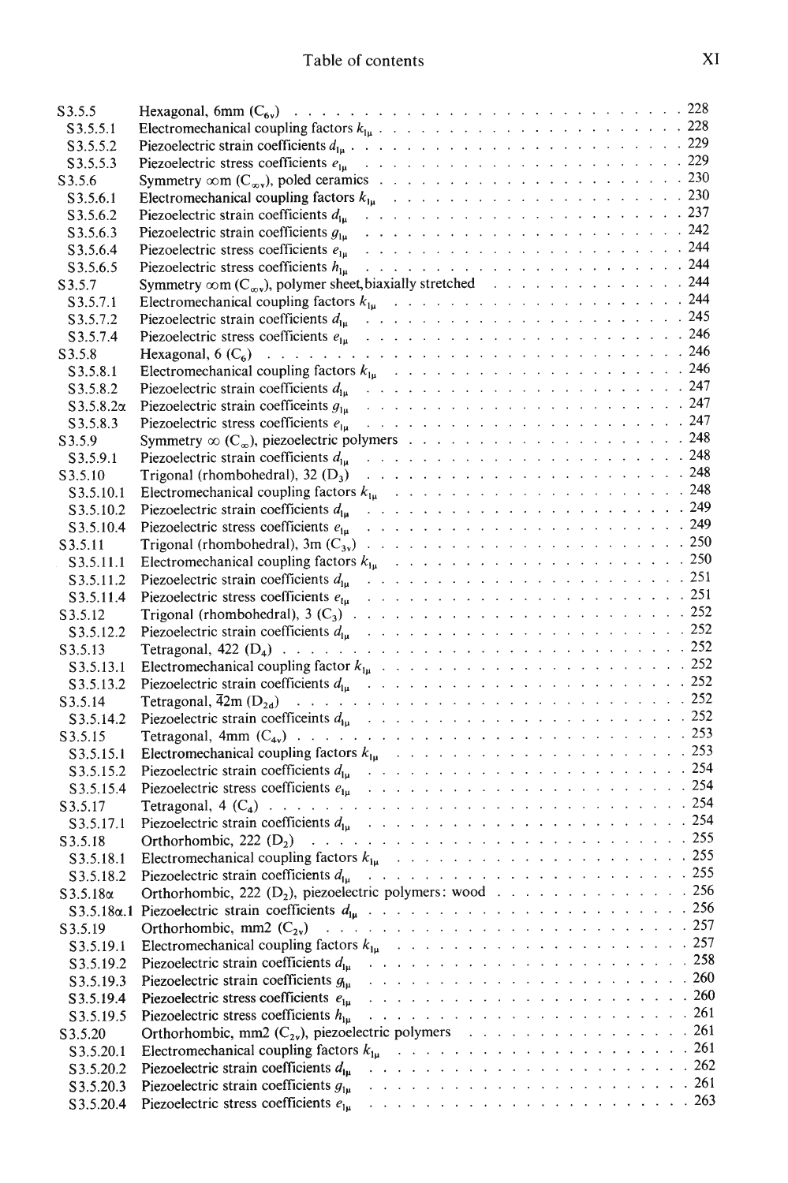| | | |
|---|---|---|
| S3.5.5 | Hexagonal, 6mm ($C_{6v}$) | 228 |
| S3.5.5.1 | Electromechanical coupling factors $k_{l\mu}$ | 228 |
| S3.5.5.2 | Piezoelectric strain coefficients $d_{l\mu}$ | 229 |
| S3.5.5.3 | Piezoelectric stress coefficients $e_{l\mu}$ | 229 |
| S3.5.6 | Symmetry ∞m ($C_{\infty v}$), poled ceramics | 230 |
| S3.5.6.1 | Electromechanical coupling factors $k_{l\mu}$ | 230 |
| S3.5.6.2 | Piezoelectric strain coefficients $d_{l\mu}$ | 237 |
| S3.5.6.3 | Piezoelectric strain coefficients $g_{l\mu}$ | 242 |
| S3.5.6.4 | Piezoelectric stress coefficients $e_{l\mu}$ | 244 |
| S3.5.6.5 | Piezoelectric stress coefficients $h_{l\mu}$ | 244 |
| S3.5.7 | Symmetry ∞m ($C_{\infty v}$), polymer sheet, biaxially stretched | 244 |
| S3.5.7.1 | Electromechanical coupling factors $k_{l\mu}$ | 244 |
| S3.5.7.2 | Piezoelectric strain coefficients $d_{l\mu}$ | 245 |
| S3.5.7.4 | Piezoelectric stress coefficients $e_{l\mu}$ | 246 |
| S3.5.8 | Hexagonal, 6 ($C_6$) | 246 |
| S3.5.8.1 | Electromechanical coupling factors $k_{l\mu}$ | 246 |
| S3.5.8.2 | Piezoelectric strain coefficients $d_{l\mu}$ | 247 |
| S3.5.8.2α | Piezoelectric strain coefficeints $g_{l\mu}$ | 247 |
| S3.5.8.3 | Piezoelectric stress coefficients $e_{l\mu}$ | 247 |
| S3.5.9 | Symmetry ∞ ($C_{\infty}$), piezoelectric polymers | 248 |
| S3.5.9.1 | Piezoelectric strain coefficients $d_{l\mu}$ | 248 |
| S3.5.10 | Trigonal (rhombohedral), 32 ($D_3$) | 248 |
| S3.5.10.1 | Electromechanical coupling factors $k_{l\mu}$ | 248 |
| S3.5.10.2 | Piezoelectric strain coefficients $d_{l\mu}$ | 249 |
| S3.5.10.4 | Piezoelectric stress coefficients $e_{l\mu}$ | 249 |
| S3.5.11 | Trigonal (rhombohedral), 3m ($C_{3v}$) | 250 |
| S3.5.11.1 | Electromechanical coupling factors $k_{l\mu}$ | 250 |
| S3.5.11.2 | Piezoelectric strain coefficients $d_{l\mu}$ | 251 |
| S3.5.11.4 | Piezoelectric stress coefficients $e_{l\mu}$ | 251 |
| S3.5.12 | Trigonal (rhombohedral), 3 ($C_3$) | 252 |
| S3.5.12.2 | Piezoelectric strain coefficients $d_{l\mu}$ | 252 |
| S3.5.13 | Tetragonal, 422 ($D_4$) | 252 |
| S3.5.13.1 | Electromechanical coupling factor $k_{l\mu}$ | 252 |
| S3.5.13.2 | Piezoelectric strain coefficients $d_{l\mu}$ | 252 |
| S3.5.14 | Tetragonal, $\bar{4}$2m ($D_{2d}$) | 252 |
| S3.5.14.2 | Piezoelectric strain coefficeints $d_{l\mu}$ | 252 |
| S3.5.15 | Tetragonal, 4mm ($C_{4v}$) | 253 |
| S3.5.15.1 | Electromechanical coupling factors $k_{l\mu}$ | 253 |
| S3.5.15.2 | Piezoelectric strain coefficients $d_{l\mu}$ | 254 |
| S3.5.15.4 | Piezoelectric stress coefficients $e_{l\mu}$ | 254 |
| S3.5.17 | Tetragonal, 4 ($C_4$) | 254 |
| S3.5.17.1 | Piezoelectric strain coefficients $d_{l\mu}$ | 254 |
| S3.5.18 | Orthorhombic, 222 ($D_2$) | 255 |
| S3.5.18.1 | Electromechanical coupling factors $k_{l\mu}$ | 255 |
| S3.5.18.2 | Piezoelectric strain coefficients $d_{l\mu}$ | 255 |
| S3.5.18α | Orthorhombic, 222 ($D_2$), piezoelectric polymers: wood | 256 |
| S3.5.18α.1 | Piezoelectric strain coefficients $d_{l\mu}$ | 256 |
| S3.5.19 | Orthorhombic, mm2 ($C_{2v}$) | 257 |
| S3.5.19.1 | Electromechanical coupling factors $k_{l\mu}$ | 257 |
| S3.5.19.2 | Piezoelectric strain coefficients $d_{l\mu}$ | 258 |
| S3.5.19.3 | Piezoelectric strain coefficients $g_{l\mu}$ | 260 |
| S3.5.19.4 | Piezoelectric stress coefficients $e_{l\mu}$ | 260 |
| S3.5.19.5 | Piezoelectric stress coefficients $h_{l\mu}$ | 261 |
| S3.5.20 | Orthorhombic, mm2 ($C_{2v}$), piezoelectric polymers | 261 |
| S3.5.20.1 | Electromechanical coupling factors $k_{l\mu}$ | 261 |
| S3.5.20.2 | Piezoelectric strain coefficients $d_{l\mu}$ | 262 |
| S3.5.20.3 | Piezoelectric strain coefficients $g_{l\mu}$ | 261 |
| S3.5.20.4 | Piezoelectric stress coefficients $e_{l\mu}$ | 263 |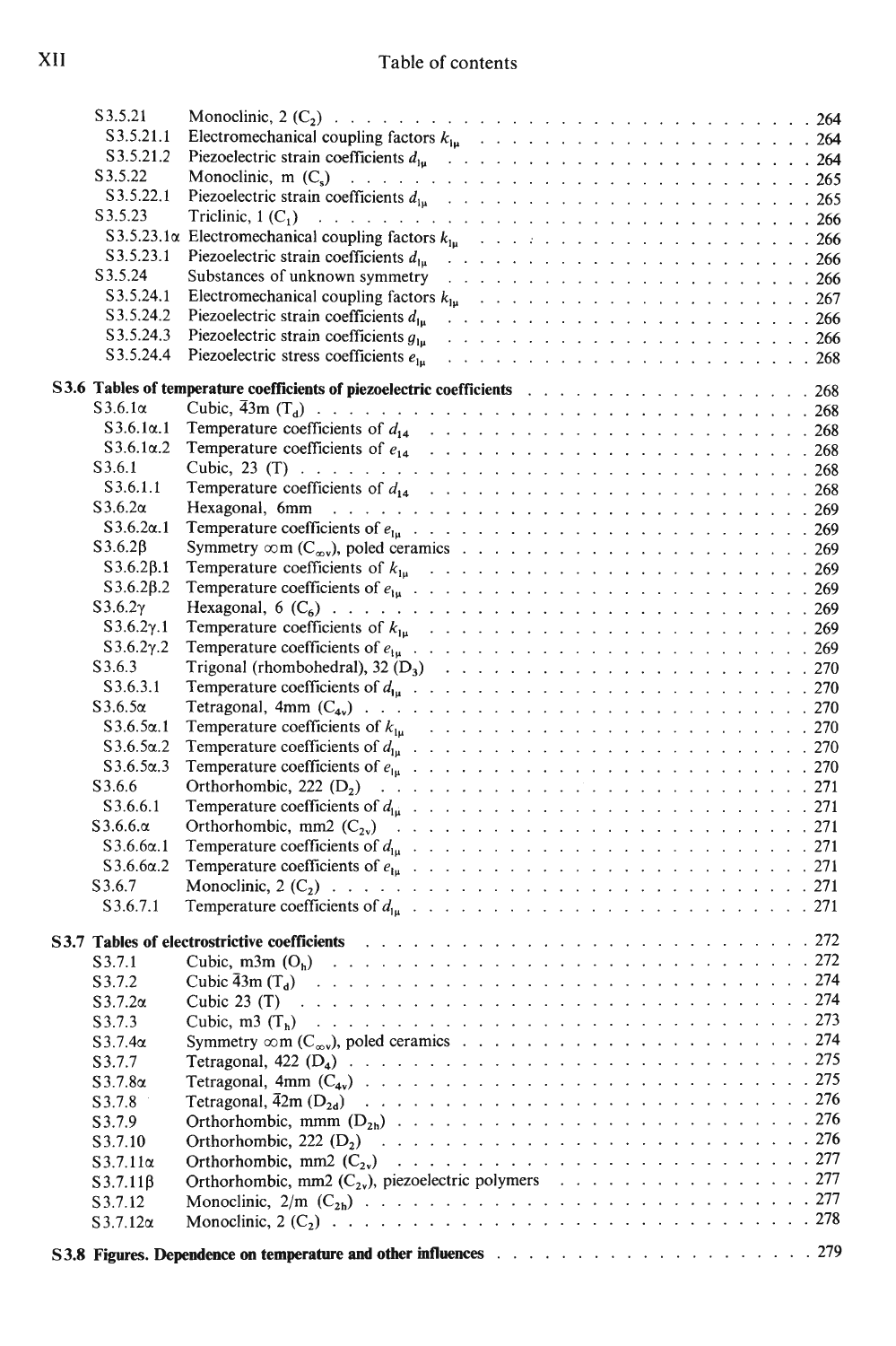| | | |
|---|---|---|
| S3.5.21 | Monoclinic, 2 ($C_2$) | 264 |
| S3.5.21.1 | Electromechanical coupling factors $k_{l\mu}$ | 264 |
| S3.5.21.2 | Piezoelectric strain coefficients $d_{l\mu}$ | 264 |
| S3.5.22 | Monoclinic, m ($C_s$) | 265 |
| S3.5.22.1 | Piezoelectric strain coefficients $d_{l\mu}$ | 265 |
| S3.5.23 | Triclinic, 1 ($C_1$) | 266 |
| S3.5.23.1α | Electromechanical coupling factors $k_{l\mu}$ | 266 |
| S3.5.23.1 | Piezoelectric strain coefficients $d_{l\mu}$ | 266 |
| S3.5.24 | Substances of unknown symmetry | 266 |
| S3.5.24.1 | Electromechanical coupling factors $k_{l\mu}$ | 267 |
| S3.5.24.2 | Piezoelectric strain coefficients $d_{l\mu}$ | 266 |
| S3.5.24.3 | Piezoelectric strain coefficients $g_{l\mu}$ | 266 |
| S3.5.24.4 | Piezoelectric stress coefficients $e_{l\mu}$ | 268 |

**S3.6 Tables of temperature coefficients of piezoelectric coefficients** . . . 268

| | | |
|---|---|---|
| S3.6.1α | Cubic, $\bar{4}3m$ ($T_d$) | 268 |
| S3.6.1α.1 | Temperature coefficients of $d_{14}$ | 268 |
| S3.6.1α.2 | Temperature coefficients of $e_{14}$ | 268 |
| S3.6.1 | Cubic, 23 (T) | 268 |
| S3.6.1.1 | Temperature coefficients of $d_{14}$ | 268 |
| S3.6.2α | Hexagonal, 6mm | 269 |
| S3.6.2α.1 | Temperature coefficients of $e_{l\mu}$ | 269 |
| S3.6.2β | Symmetry ∞m ($C_{\infty v}$), poled ceramics | 269 |
| S3.6.2β.1 | Temperature coefficients of $k_{l\mu}$ | 269 |
| S3.6.2β.2 | Temperature coefficients of $e_{l\mu}$ | 269 |
| S3.6.2γ | Hexagonal, 6 ($C_6$) | 269 |
| S3.6.2γ.1 | Temperature coefficients of $k_{l\mu}$ | 269 |
| S3.6.2γ.2 | Temperature coefficients of $e_{l\mu}$ | 269 |
| S3.6.3 | Trigonal (rhombohedral), 32 ($D_3$) | 270 |
| S3.6.3.1 | Temperature coefficients of $d_{l\mu}$ | 270 |
| S3.6.5α | Tetragonal, 4mm ($C_{4v}$) | 270 |
| S3.6.5α.1 | Temperature coefficients of $k_{l\mu}$ | 270 |
| S3.6.5α.2 | Temperature coefficients of $d_{l\mu}$ | 270 |
| S3.6.5α.3 | Temperature coefficients of $e_{l\mu}$ | 270 |
| S3.6.6 | Orthorhombic, 222 ($D_2$) | 271 |
| S3.6.6.1 | Temperature coefficients of $d_{l\mu}$ | 271 |
| S3.6.6.α | Orthorhombic, mm2 ($C_{2v}$) | 271 |
| S3.6.6α.1 | Temperature coefficients of $d_{l\mu}$ | 271 |
| S3.6.6α.2 | Temperature coefficients of $e_{l\mu}$ | 271 |
| S3.6.7 | Monoclinic, 2 ($C_2$) | 271 |
| S3.6.7.1 | Temperature coefficients of $d_{l\mu}$ | 271 |

**S3.7 Tables of electrostrictive coefficients** . . . 272

| | | |
|---|---|---|
| S3.7.1 | Cubic, m3m ($O_h$) | 272 |
| S3.7.2 | Cubic $\bar{4}3m$ ($T_d$) | 274 |
| S3.7.2α | Cubic 23 (T) | 274 |
| S3.7.3 | Cubic, m3 ($T_h$) | 273 |
| S3.7.4α | Symmetry ∞m ($C_{\infty v}$), poled ceramics | 274 |
| S3.7.7 | Tetragonal, 422 ($D_4$) | 275 |
| S3.7.8α | Tetragonal, 4mm ($C_{4v}$) | 275 |
| S3.7.8 | Tetragonal, $\bar{4}2m$ ($D_{2d}$) | 276 |
| S3.7.9 | Orthorhombic, mmm ($D_{2h}$) | 276 |
| S3.7.10 | Orthorhombic, 222 ($D_2$) | 276 |
| S3.7.11α | Orthorhombic, mm2 ($C_{2v}$) | 277 |
| S3.7.11β | Orthorhombic, mm2 ($C_{2v}$), piezoelectric polymers | 277 |
| S3.7.12 | Monoclinic, 2/m ($C_{2h}$) | 277 |
| S3.7.12α | Monoclinic, 2 ($C_2$) | 278 |

**S3.8 Figures. Dependence on temperature and other influences** . . . 279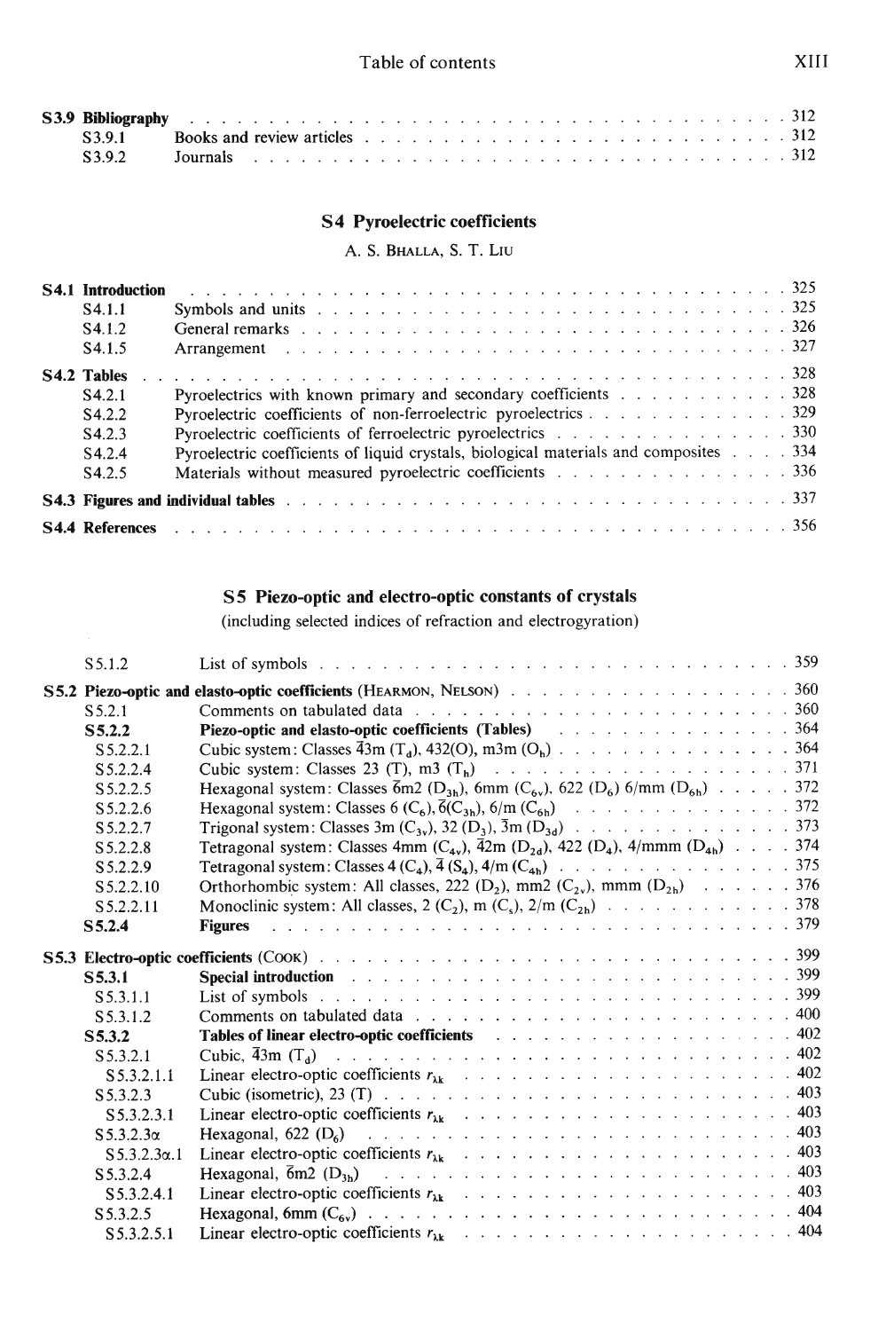| | | |
|---|---|---|
| **S3.9 Bibliography** | | 312 |
| S3.9.1 | Books and review articles | 312 |
| S3.9.2 | Journals | 312 |

## S4 Pyroelectric coefficients

A. S. Bhalla, S. T. Liu

| | | |
|---|---|---|
| **S4.1 Introduction** | | 325 |
| S4.1.1 | Symbols and units | 325 |
| S4.1.2 | General remarks | 326 |
| S4.1.5 | Arrangement | 327 |
| **S4.2 Tables** | | 328 |
| S4.2.1 | Pyroelectrics with known primary and secondary coefficients | 328 |
| S4.2.2 | Pyroelectric coefficients of non-ferroelectric pyroelectrics | 329 |
| S4.2.3 | Pyroelectric coefficients of ferroelectric pyroelectrics | 330 |
| S4.2.4 | Pyroelectric coefficients of liquid crystals, biological materials and composites | 334 |
| S4.2.5 | Materials without measured pyroelectric coefficients | 336 |
| **S4.3 Figures and individual tables** | | 337 |
| **S4.4 References** | | 356 |

## S5 Piezo-optic and electro-optic constants of crystals

(including selected indices of refraction and electrogyration)

| | | |
|---|---|---|
| S5.1.2 | List of symbols | 359 |
| **S5.2 Piezo-optic and elasto-optic coefficients** (Hearmon, Nelson) | | 360 |
| S5.2.1 | Comments on tabulated data | 360 |
| **S5.2.2** | **Piezo-optic and elasto-optic coefficients (Tables)** | 364 |
| S5.2.2.1 | Cubic system: Classes $\bar{4}3m$ ($T_d$), 432(O), m3m ($O_h$) | 364 |
| S5.2.2.4 | Cubic system: Classes 23 (T), m3 ($T_h$) | 371 |
| S5.2.2.5 | Hexagonal system: Classes $\bar{6}m2$ ($D_{3h}$), 6mm ($C_{6v}$), 622 ($D_6$) 6/mm ($D_{6h}$) | 372 |
| S5.2.2.6 | Hexagonal system: Classes 6 ($C_6$), $\bar{6}$($C_{3h}$), 6/m ($C_{6h}$) | 372 |
| S5.2.2.7 | Trigonal system: Classes 3m ($C_{3v}$), 32 ($D_3$), $\bar{3}$m ($D_{3d}$) | 373 |
| S5.2.2.8 | Tetragonal system: Classes 4mm ($C_{4v}$), $\bar{4}$2m ($D_{2d}$), 422 ($D_4$), 4/mmm ($D_{4h}$) | 374 |
| S5.2.2.9 | Tetragonal system: Classes 4 ($C_4$), $\bar{4}$ ($S_4$), 4/m ($C_{4h}$) | 375 |
| S5.2.2.10 | Orthorhombic system: All classes, 222 ($D_2$), mm2 ($C_{2v}$), mmm ($D_{2h}$) | 376 |
| S5.2.2.11 | Monoclinic system: All classes, 2 ($C_2$), m ($C_s$), 2/m ($C_{2h}$) | 378 |
| **S5.2.4** | **Figures** | 379 |
| **S5.3 Electro-optic coefficients** (Cook) | | 399 |
| **S5.3.1** | **Special introduction** | 399 |
| S5.3.1.1 | List of symbols | 399 |
| S5.3.1.2 | Comments on tabulated data | 400 |
| **S5.3.2** | **Tables of linear electro-optic coefficients** | 402 |
| S5.3.2.1 | Cubic, $\bar{4}3m$ ($T_d$) | 402 |
| S5.3.2.1.1 | Linear electro-optic coefficients $r_{\lambda k}$ | 402 |
| S5.3.2.3 | Cubic (isometric), 23 (T) | 403 |
| S5.3.2.3.1 | Linear electro-optic coefficients $r_{\lambda k}$ | 403 |
| S5.3.2.3α | Hexagonal, 622 ($D_6$) | 403 |
| S5.3.2.3α.1 | Linear electro-optic coefficients $r_{\lambda k}$ | 403 |
| S5.3.2.4 | Hexagonal, $\bar{6}m2$ ($D_{3h}$) | 403 |
| S5.3.2.4.1 | Linear electro-optic coefficients $r_{\lambda k}$ | 403 |
| S5.3.2.5 | Hexagonal, 6mm ($C_{6v}$) | 404 |
| S5.3.2.5.1 | Linear electro-optic coefficients $r_{\lambda k}$ | 404 |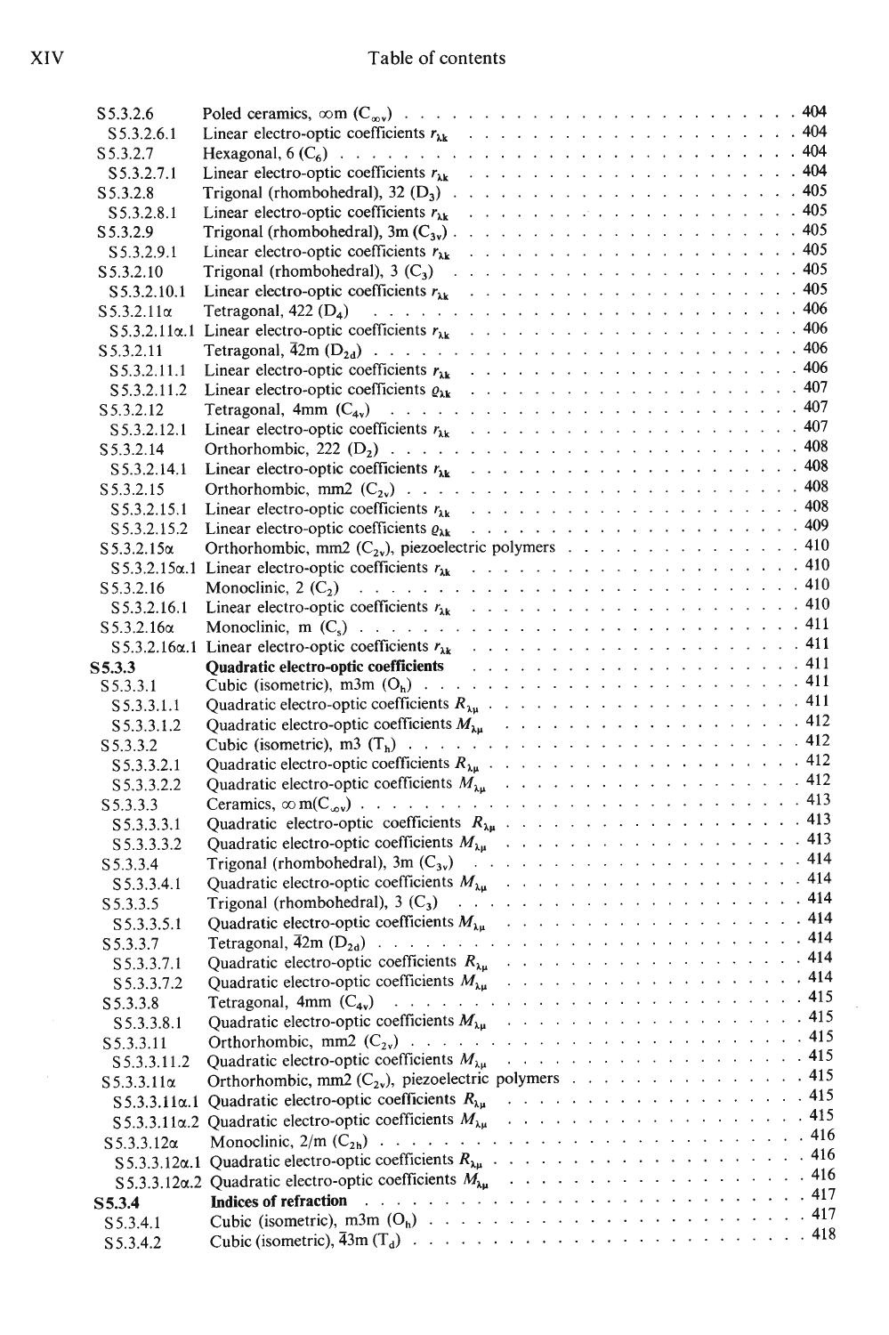| | | |
|---|---|---|
| S5.3.2.6 | Poled ceramics, $\infty$m ($C_{\infty v}$) | 404 |
| S5.3.2.6.1 | Linear electro-optic coefficients $r_{\lambda k}$ | 404 |
| S5.3.2.7 | Hexagonal, 6 ($C_6$) | 404 |
| S5.3.2.7.1 | Linear electro-optic coefficients $r_{\lambda k}$ | 404 |
| S5.3.2.8 | Trigonal (rhombohedral), 32 ($D_3$) | 405 |
| S5.3.2.8.1 | Linear electro-optic coefficients $r_{\lambda k}$ | 405 |
| S5.3.2.9 | Trigonal (rhombohedral), 3m ($C_{3v}$) | 405 |
| S5.3.2.9.1 | Linear electro-optic coefficients $r_{\lambda k}$ | 405 |
| S5.3.2.10 | Trigonal (rhombohedral), 3 ($C_3$) | 405 |
| S5.3.2.10.1 | Linear electro-optic coefficients $r_{\lambda k}$ | 405 |
| S5.3.2.11α | Tetragonal, 422 ($D_4$) | 406 |
| S5.3.2.11α.1 | Linear electro-optic coefficients $r_{\lambda k}$ | 406 |
| S5.3.2.11 | Tetragonal, $\bar{4}$2m ($D_{2d}$) | 406 |
| S5.3.2.11.1 | Linear electro-optic coefficients $r_{\lambda k}$ | 406 |
| S5.3.2.11.2 | Linear electro-optic coefficients $\varrho_{\lambda k}$ | 407 |
| S5.3.2.12 | Tetragonal, 4mm ($C_{4v}$) | 407 |
| S5.3.2.12.1 | Linear electro-optic coefficients $r_{\lambda k}$ | 407 |
| S5.3.2.14 | Orthorhombic, 222 ($D_2$) | 408 |
| S5.3.2.14.1 | Linear electro-optic coefficients $r_{\lambda k}$ | 408 |
| S5.3.2.15 | Orthorhombic, mm2 ($C_{2v}$) | 408 |
| S5.3.2.15.1 | Linear electro-optic coefficients $r_{\lambda k}$ | 408 |
| S5.3.2.15.2 | Linear electro-optic coefficients $\varrho_{\lambda k}$ | 409 |
| S5.3.2.15α | Orthorhombic, mm2 ($C_{2v}$), piezoelectric polymers | 410 |
| S5.3.2.15α.1 | Linear electro-optic coefficients $r_{\lambda k}$ | 410 |
| S5.3.2.16 | Monoclinic, 2 ($C_2$) | 410 |
| S5.3.2.16.1 | Linear electro-optic coefficients $r_{\lambda k}$ | 410 |
| S5.3.2.16α | Monoclinic, m ($C_s$) | 411 |
| S5.3.2.16α.1 | Linear electro-optic coefficients $r_{\lambda k}$ | 411 |
| **S5.3.3** | **Quadratic electro-optic coefficients** | 411 |
| S5.3.3.1 | Cubic (isometric), m3m ($O_h$) | 411 |
| S5.3.3.1.1 | Quadratic electro-optic coefficients $R_{\lambda\mu}$ | 411 |
| S5.3.3.1.2 | Quadratic electro-optic coefficients $M_{\lambda\mu}$ | 412 |
| S5.3.3.2 | Cubic (isometric), m3 ($T_h$) | 412 |
| S5.3.3.2.1 | Quadratic electro-optic coefficients $R_{\lambda\mu}$ | 412 |
| S5.3.3.2.2 | Quadratic electro-optic coefficients $M_{\lambda\mu}$ | 412 |
| S5.3.3.3 | Ceramics, $\infty$m($C_{\infty v}$) | 413 |
| S5.3.3.3.1 | Quadratic electro-optic coefficients $R_{\lambda\mu}$ | 413 |
| S5.3.3.3.2 | Quadratic electro-optic coefficients $M_{\lambda\mu}$ | 413 |
| S5.3.3.4 | Trigonal (rhombohedral), 3m ($C_{3v}$) | 414 |
| S5.3.3.4.1 | Quadratic electro-optic coefficients $M_{\lambda\mu}$ | 414 |
| S5.3.3.5 | Trigonal (rhombohedral), 3 ($C_3$) | 414 |
| S5.3.3.5.1 | Quadratic electro-optic coefficients $M_{\lambda\mu}$ | 414 |
| S5.3.3.7 | Tetragonal, $\bar{4}$2m ($D_{2d}$) | 414 |
| S5.3.3.7.1 | Quadratic electro-optic coefficients $R_{\lambda\mu}$ | 414 |
| S5.3.3.7.2 | Quadratic electro-optic coefficients $M_{\lambda\mu}$ | 414 |
| S5.3.3.8 | Tetragonal, 4mm ($C_{4v}$) | 415 |
| S5.3.3.8.1 | Quadratic electro-optic coefficients $M_{\lambda\mu}$ | 415 |
| S5.3.3.11 | Orthorhombic, mm2 ($C_{2v}$) | 415 |
| S5.3.3.11.2 | Quadratic electro-optic coefficients $M_{\lambda\mu}$ | 415 |
| S5.3.3.11α | Orthorhombic, mm2 ($C_{2v}$), piezoelectric polymers | 415 |
| S5.3.3.11α.1 | Quadratic electro-optic coefficients $R_{\lambda\mu}$ | 415 |
| S5.3.3.11α.2 | Quadratic electro-optic coefficients $M_{\lambda\mu}$ | 415 |
| S5.3.3.12α | Monoclinic, 2/m ($C_{2h}$) | 416 |
| S5.3.3.12α.1 | Quadratic electro-optic coefficients $R_{\lambda\mu}$ | 416 |
| S5.3.3.12α.2 | Quadratic electro-optic coefficients $M_{\lambda\mu}$ | 416 |
| **S5.3.4** | **Indices of refraction** | 417 |
| S5.3.4.1 | Cubic (isometric), m3m ($O_h$) | 417 |
| S5.3.4.2 | Cubic (isometric), $\bar{4}$3m ($T_d$) | 418 |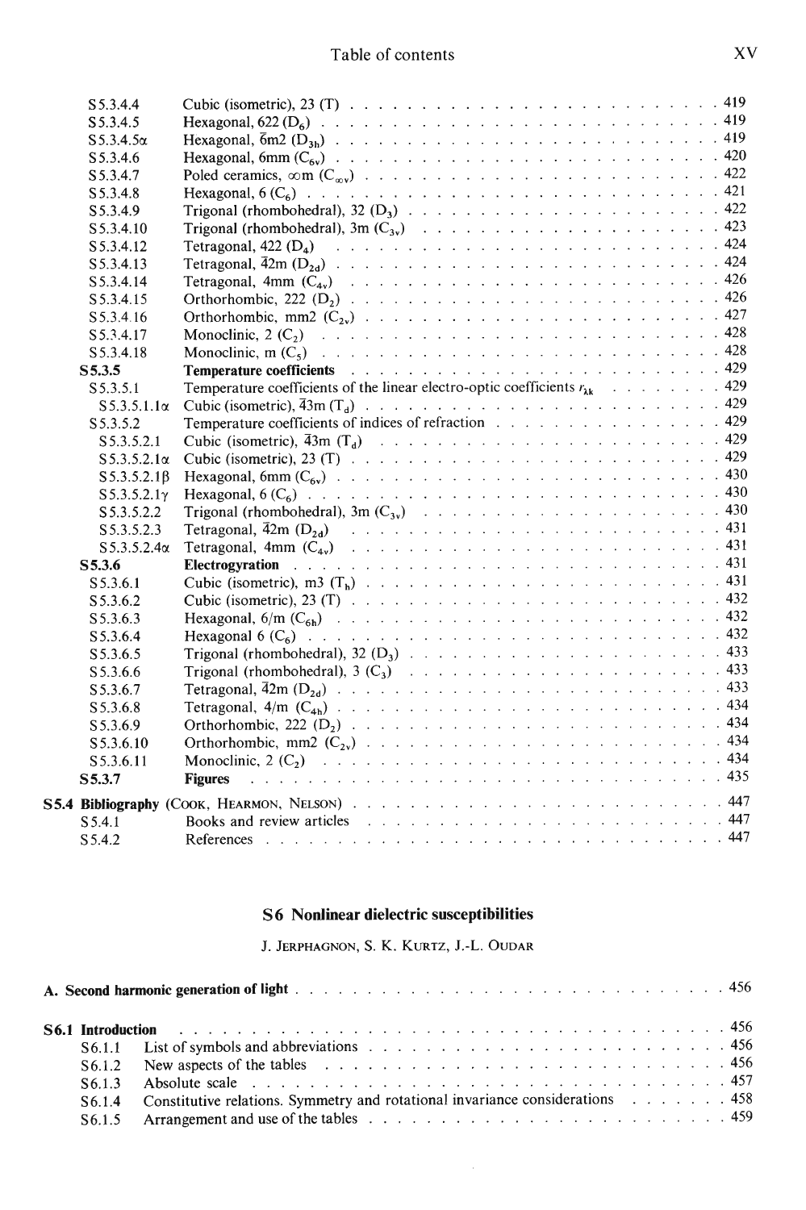| | | |
|---|---|---|
| S5.3.4.4 | Cubic (isometric), 23 (T) | 419 |
| S5.3.4.5 | Hexagonal, 622 ($D_6$) | 419 |
| S5.3.4.5α | Hexagonal, $\bar{6}$m2 ($D_{3h}$) | 419 |
| S5.3.4.6 | Hexagonal, 6mm ($C_{6v}$) | 420 |
| S5.3.4.7 | Poled ceramics, ∞m ($C_{\infty v}$) | 422 |
| S5.3.4.8 | Hexagonal, 6 ($C_6$) | 421 |
| S5.3.4.9 | Trigonal (rhombohedral), 32 ($D_3$) | 422 |
| S5.3.4.10 | Trigonal (rhombohedral), 3m ($C_{3v}$) | 423 |
| S5.3.4.12 | Tetragonal, 422 ($D_4$) | 424 |
| S5.3.4.13 | Tetragonal, $\bar{4}$2m ($D_{2d}$) | 424 |
| S5.3.4.14 | Tetragonal, 4mm ($C_{4v}$) | 426 |
| S5.3.4.15 | Orthorhombic, 222 ($D_2$) | 426 |
| S5.3.4.16 | Orthorhombic, mm2 ($C_{2v}$) | 427 |
| S5.3.4.17 | Monoclinic, 2 ($C_2$) | 428 |
| S5.3.4.18 | Monoclinic, m ($C_5$) | 428 |
| **S5.3.5** | **Temperature coefficients** | 429 |
| S5.3.5.1 | Temperature coefficients of the linear electro-optic coefficients $r_{\lambda k}$ | 429 |
| S5.3.5.1.1α | Cubic (isometric), $\bar{4}$3m ($T_d$) | 429 |
| S5.3.5.2 | Temperature coefficients of indices of refraction | 429 |
| S5.3.5.2.1 | Cubic (isometric), $\bar{4}$3m ($T_d$) | 429 |
| S5.3.5.2.1α | Cubic (isometric), 23 (T) | 429 |
| S5.3.5.2.1β | Hexagonal, 6mm ($C_{6v}$) | 430 |
| S5.3.5.2.1γ | Hexagonal, 6 ($C_6$) | 430 |
| S5.3.5.2.2 | Trigonal (rhombohedral), 3m ($C_{3v}$) | 430 |
| S5.3.5.2.3 | Tetragonal, $\bar{4}$2m ($D_{2d}$) | 431 |
| S5.3.5.2.4α | Tetragonal, 4mm ($C_{4v}$) | 431 |
| **S5.3.6** | **Electrogyration** | 431 |
| S5.3.6.1 | Cubic (isometric), m3 ($T_h$) | 431 |
| S5.3.6.2 | Cubic (isometric), 23 (T) | 432 |
| S5.3.6.3 | Hexagonal, 6/m ($C_{6h}$) | 432 |
| S5.3.6.4 | Hexagonal 6 ($C_6$) | 432 |
| S5.3.6.5 | Trigonal (rhombohedral), 32 ($D_3$) | 433 |
| S5.3.6.6 | Trigonal (rhombohedral), 3 ($C_3$) | 433 |
| S5.3.6.7 | Tetragonal, $\bar{4}$2m ($D_{2d}$) | 433 |
| S5.3.6.8 | Tetragonal, 4/m ($C_{4h}$) | 434 |
| S5.3.6.9 | Orthorhombic, 222 ($D_2$) | 434 |
| S5.3.6.10 | Orthorhombic, mm2 ($C_{2v}$) | 434 |
| S5.3.6.11 | Monoclinic, 2 ($C_2$) | 434 |
| **S5.3.7** | **Figures** | 435 |

| | | |
|---|---|---|
| **S5.4 Bibliography** (COOK, HEARMON, NELSON) | | 447 |
| S5.4.1 | Books and review articles | 447 |
| S5.4.2 | References | 447 |

## S6 Nonlinear dielectric susceptibilities

J. JERPHAGNON, S. K. KURTZ, J.-L. OUDAR

| | | |
|---|---|---|
| **A. Second harmonic generation of light** | | 456 |
| **S6.1 Introduction** | | 456 |
| S6.1.1 | List of symbols and abbreviations | 456 |
| S6.1.2 | New aspects of the tables | 456 |
| S6.1.3 | Absolute scale | 457 |
| S6.1.4 | Constitutive relations. Symmetry and rotational invariance considerations | 458 |
| S6.1.5 | Arrangement and use of the tables | 459 |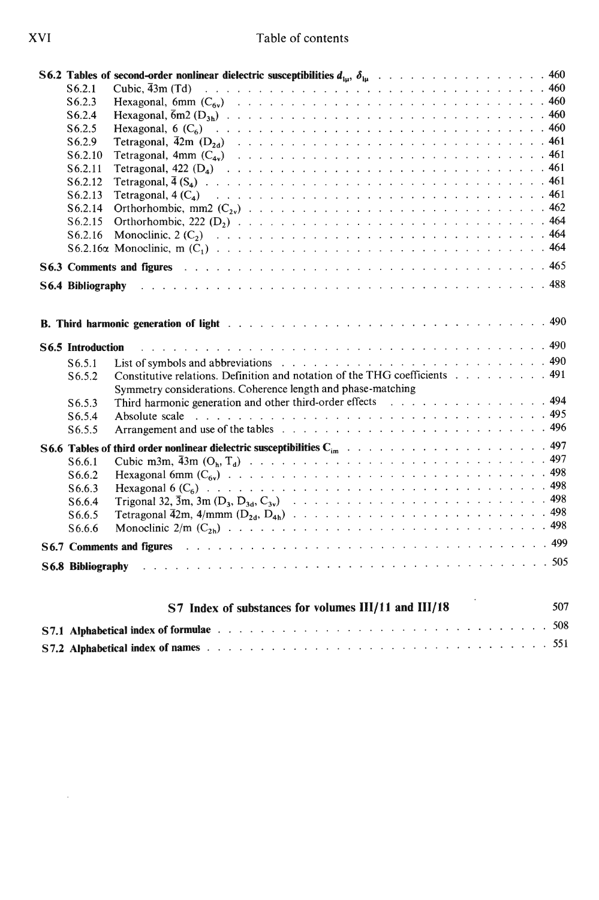**S6.2 Tables of second-order nonlinear dielectric susceptibilities $d_{l\mu}$, $\delta_{l\mu}$** . . . . . . . . . . . . . . . . 460

S6.2.1 Cubic, $\bar{4}3m$ (Td) . . . . . . . . . . . . . . . . . . . . . . . . . . . . 460
S6.2.3 Hexagonal, 6mm ($C_{6v}$) . . . . . . . . . . . . . . . . . . . . . . . . . . 460
S6.2.4 Hexagonal, $\bar{6}m2$ ($D_{3h}$) . . . . . . . . . . . . . . . . . . . . . . . . 460
S6.2.5 Hexagonal, 6 ($C_6$) . . . . . . . . . . . . . . . . . . . . . . . . . . . . 460
S6.2.9 Tetragonal, $\bar{4}2m$ ($D_{2d}$) . . . . . . . . . . . . . . . . . . . . . . . 461
S6.2.10 Tetragonal, 4mm ($C_{4v}$) . . . . . . . . . . . . . . . . . . . . . . . . . 461
S6.2.11 Tetragonal, 422 ($D_4$) . . . . . . . . . . . . . . . . . . . . . . . . . . 461
S6.2.12 Tetragonal, $\bar{4}$ ($S_4$) . . . . . . . . . . . . . . . . . . . . . . . . . 461
S6.2.13 Tetragonal, 4 ($C_4$) . . . . . . . . . . . . . . . . . . . . . . . . . . . 461
S6.2.14 Orthorhombic, mm2 ($C_{2v}$) . . . . . . . . . . . . . . . . . . . . . . . . 462
S6.2.15 Orthorhombic, 222 ($D_2$) . . . . . . . . . . . . . . . . . . . . . . . . . 464
S6.2.16 Monoclinic, 2 ($C_2$) . . . . . . . . . . . . . . . . . . . . . . . . . . . 464
S6.2.16α Monoclinic, m ($C_1$) . . . . . . . . . . . . . . . . . . . . . . . . . . 464

**S6.3 Comments and figures** . . . . . . . . . . . . . . . . . . . . . . . . . . . . 465

**S6.4 Bibliography** . . . . . . . . . . . . . . . . . . . . . . . . . . . . . . . . 488

**B. Third harmonic generation of light** . . . . . . . . . . . . . . . . . . . . . . . 490

**S6.5 Introduction** . . . . . . . . . . . . . . . . . . . . . . . . . . . . . . . . 490

S6.5.1 List of symbols and abbreviations . . . . . . . . . . . . . . . . . . . . . . 490
S6.5.2 Constitutive relations. Definition and notation of the THG coefficients . . . . . . . . . 491
Symmetry considerations. Coherence length and phase-matching
S6.5.3 Third harmonic generation and other third-order effects . . . . . . . . . . . . . . 494
S6.5.4 Absolute scale . . . . . . . . . . . . . . . . . . . . . . . . . . . . . . 495
S6.5.5 Arrangement and use of the tables . . . . . . . . . . . . . . . . . . . . . . 496

**S6.6 Tables of third order nonlinear dielectric susceptibilities $C_{im}$** . . . . . . . . . . . . . . . . . . 497

S6.6.1 Cubic m3m, $\bar{4}3m$ ($O_h$, $T_d$) . . . . . . . . . . . . . . . . . . . . . . . 497
S6.6.2 Hexagonal 6mm ($C_{6v}$) . . . . . . . . . . . . . . . . . . . . . . . . . . 498
S6.6.3 Hexagonal 6 ($C_6$) . . . . . . . . . . . . . . . . . . . . . . . . . . . . 498
S6.6.4 Trigonal 32, $\bar{3}m$, 3m ($D_3$, $D_{3d}$, $C_{3v}$) . . . . . . . . . . . . . . . . . . . 498
S6.6.5 Tetragonal $\bar{4}2m$, 4/mmm ($D_{2d}$, $D_{4h}$) . . . . . . . . . . . . . . . . . . . 498
S6.6.6 Monoclinic 2/m ($C_{2h}$) . . . . . . . . . . . . . . . . . . . . . . . . . . 498

**S6.7 Comments and figures** . . . . . . . . . . . . . . . . . . . . . . . . . . . . 499

**S6.8 Bibliography** . . . . . . . . . . . . . . . . . . . . . . . . . . . . . . . . 505

## S7 Index of substances for volumes III/11 and III/18 507

**S7.1 Alphabetical index of formulae** . . . . . . . . . . . . . . . . . . . . . . . . 508

**S7.2 Alphabetical index of names** . . . . . . . . . . . . . . . . . . . . . . . . . 551